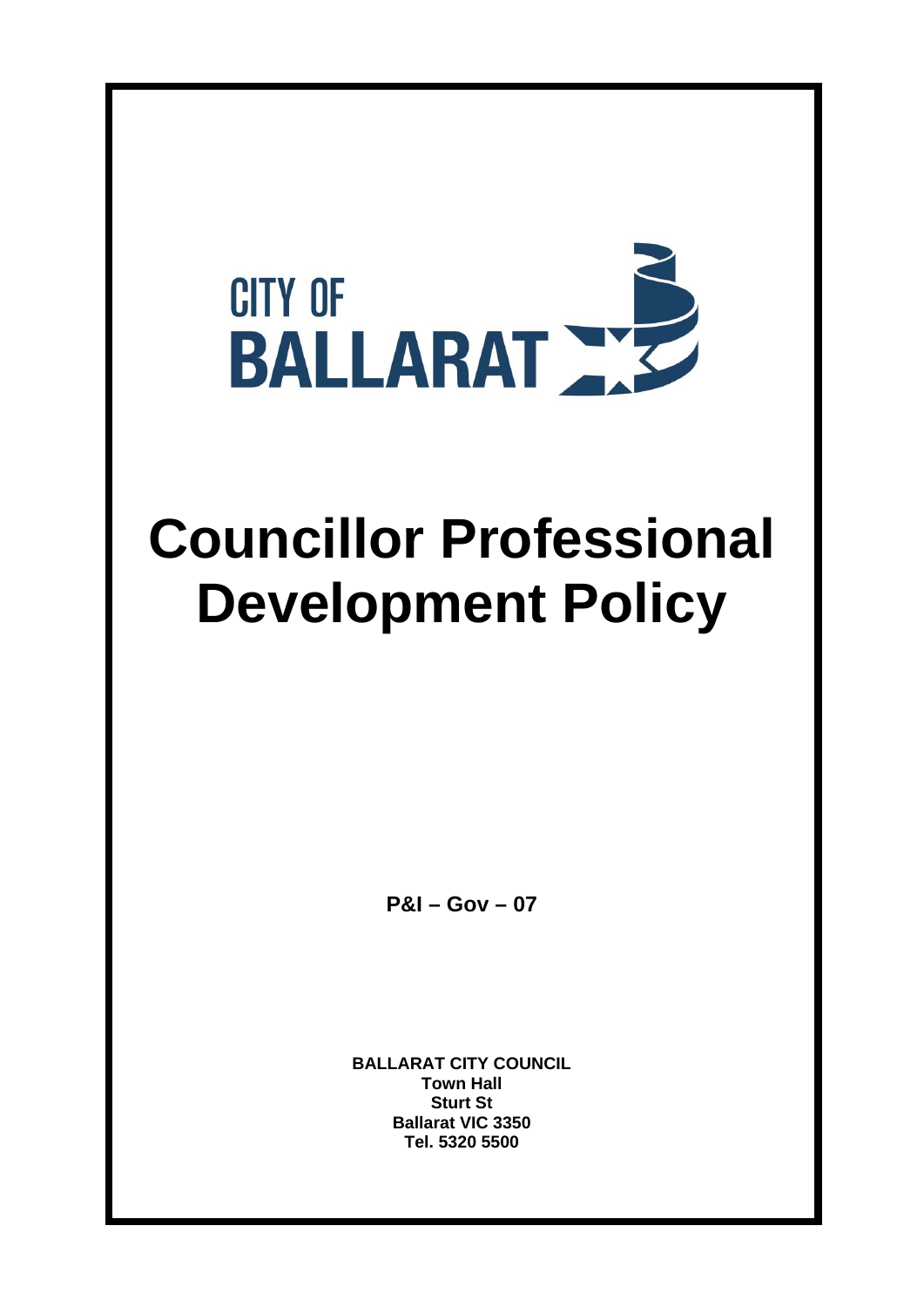CITY OF BALLARAT

# Councillor Professional Development Policy

**P&I – Gov – 07**

**BALLARAT CITY COUNCIL**
**Town Hall**
**Sturt St**
**Ballarat VIC 3350**
**Tel. 5320 5500**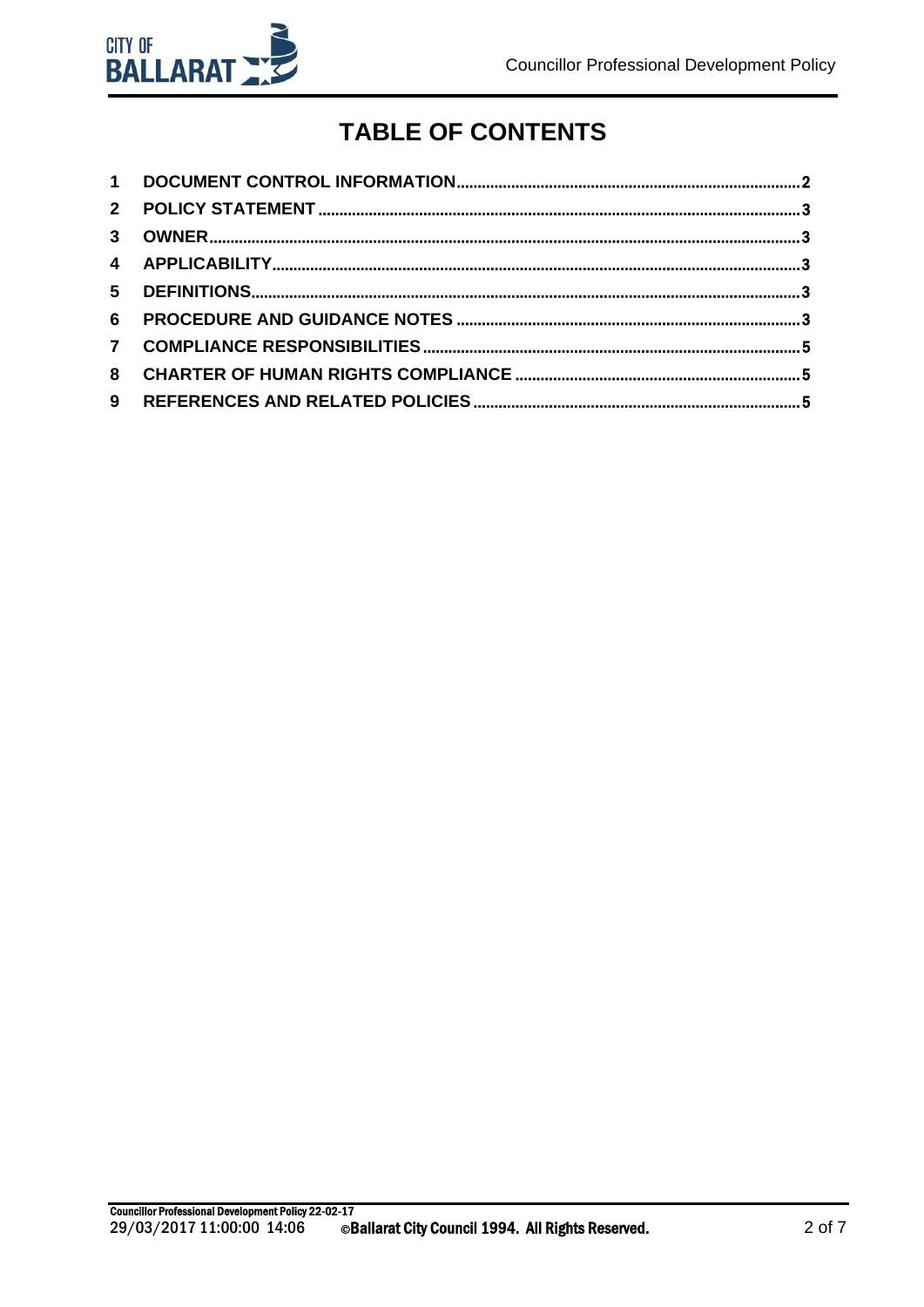# TABLE OF CONTENTS

| | | |
|---|---|---|
| 1 | DOCUMENT CONTROL INFORMATION | 2 |
| 2 | POLICY STATEMENT | 3 |
| 3 | OWNER | 3 |
| 4 | APPLICABILITY | 3 |
| 5 | DEFINITIONS | 3 |
| 6 | PROCEDURE AND GUIDANCE NOTES | 3 |
| 7 | COMPLIANCE RESPONSIBILITIES | 5 |
| 8 | CHARTER OF HUMAN RIGHTS COMPLIANCE | 5 |
| 9 | REFERENCES AND RELATED POLICIES | 5 |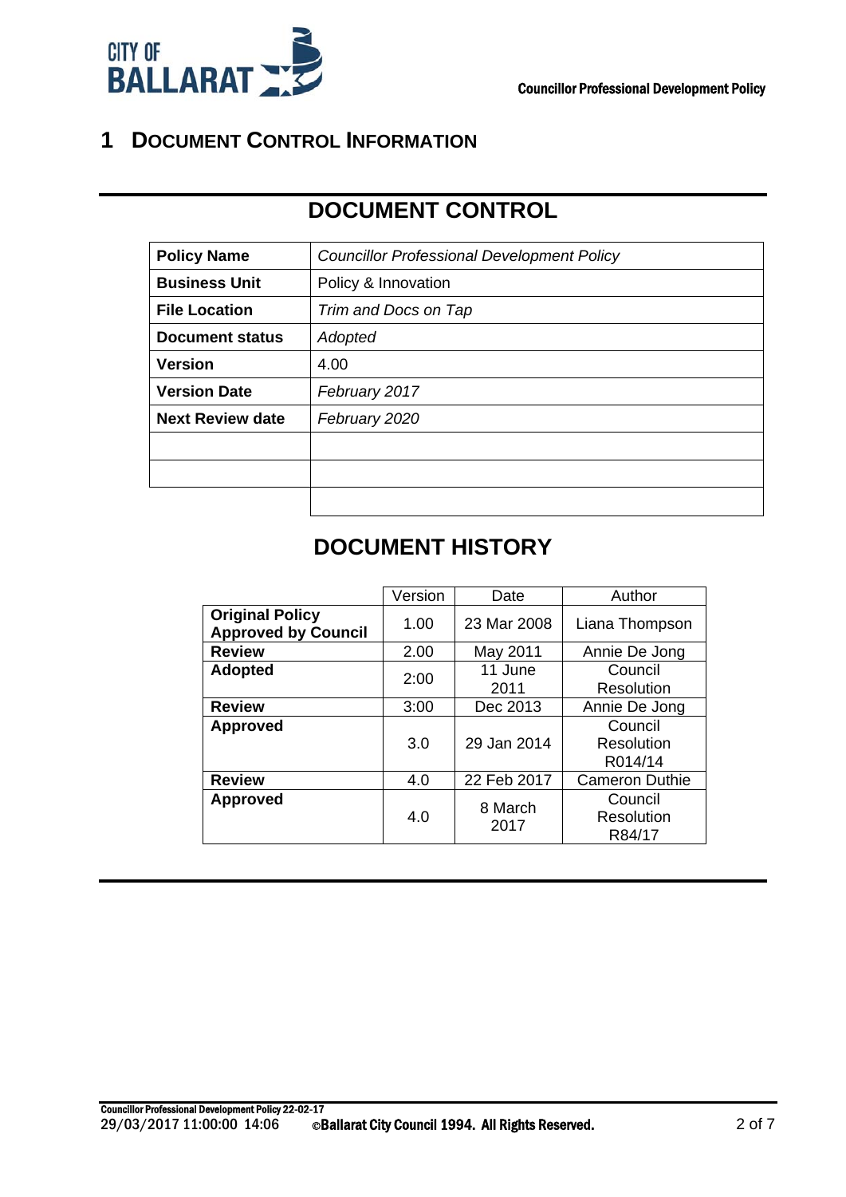# 1 Document Control Information

## DOCUMENT CONTROL

| | |
|---|---|
| **Policy Name** | *Councillor Professional Development Policy* |
| **Business Unit** | Policy & Innovation |
| **File Location** | *Trim and Docs on Tap* |
| **Document status** | *Adopted* |
| **Version** | 4.00 |
| **Version Date** | *February 2017* |
| **Next Review date** | *February 2020* |
| | |
| | |
| | |

## DOCUMENT HISTORY

| | Version | Date | Author |
|---|---|---|---|
| **Original Policy Approved by Council** | 1.00 | 23 Mar 2008 | Liana Thompson |
| **Review** | 2.00 | May 2011 | Annie De Jong |
| **Adopted** | 2:00 | 11 June 2011 | Council Resolution |
| **Review** | 3:00 | Dec 2013 | Annie De Jong |
| **Approved** | 3.0 | 29 Jan 2014 | Council Resolution R014/14 |
| **Review** | 4.0 | 22 Feb 2017 | Cameron Duthie |
| **Approved** | 4.0 | 8 March 2017 | Council Resolution R84/17 |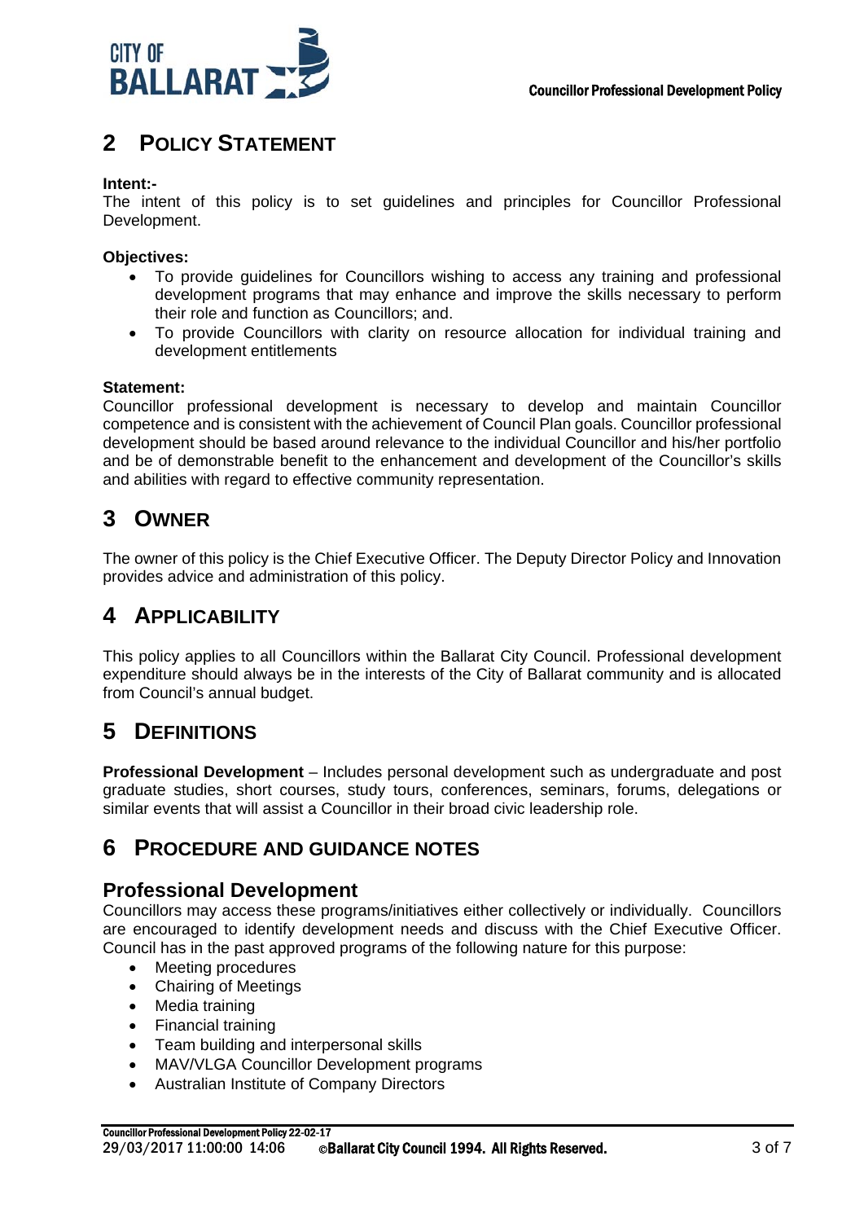## 2 POLICY STATEMENT

**Intent:-**
The intent of this policy is to set guidelines and principles for Councillor Professional Development.

**Objectives:**

- To provide guidelines for Councillors wishing to access any training and professional development programs that may enhance and improve the skills necessary to perform their role and function as Councillors; and.
- To provide Councillors with clarity on resource allocation for individual training and development entitlements

**Statement:**
Councillor professional development is necessary to develop and maintain Councillor competence and is consistent with the achievement of Council Plan goals. Councillor professional development should be based around relevance to the individual Councillor and his/her portfolio and be of demonstrable benefit to the enhancement and development of the Councillor's skills and abilities with regard to effective community representation.

## 3 OWNER

The owner of this policy is the Chief Executive Officer. The Deputy Director Policy and Innovation provides advice and administration of this policy.

## 4 APPLICABILITY

This policy applies to all Councillors within the Ballarat City Council. Professional development expenditure should always be in the interests of the City of Ballarat community and is allocated from Council's annual budget.

## 5 DEFINITIONS

**Professional Development** – Includes personal development such as undergraduate and post graduate studies, short courses, study tours, conferences, seminars, forums, delegations or similar events that will assist a Councillor in their broad civic leadership role.

## 6 PROCEDURE AND GUIDANCE NOTES

### Professional Development

Councillors may access these programs/initiatives either collectively or individually. Councillors are encouraged to identify development needs and discuss with the Chief Executive Officer. Council has in the past approved programs of the following nature for this purpose:

- Meeting procedures
- Chairing of Meetings
- Media training
- Financial training
- Team building and interpersonal skills
- MAV/VLGA Councillor Development programs
- Australian Institute of Company Directors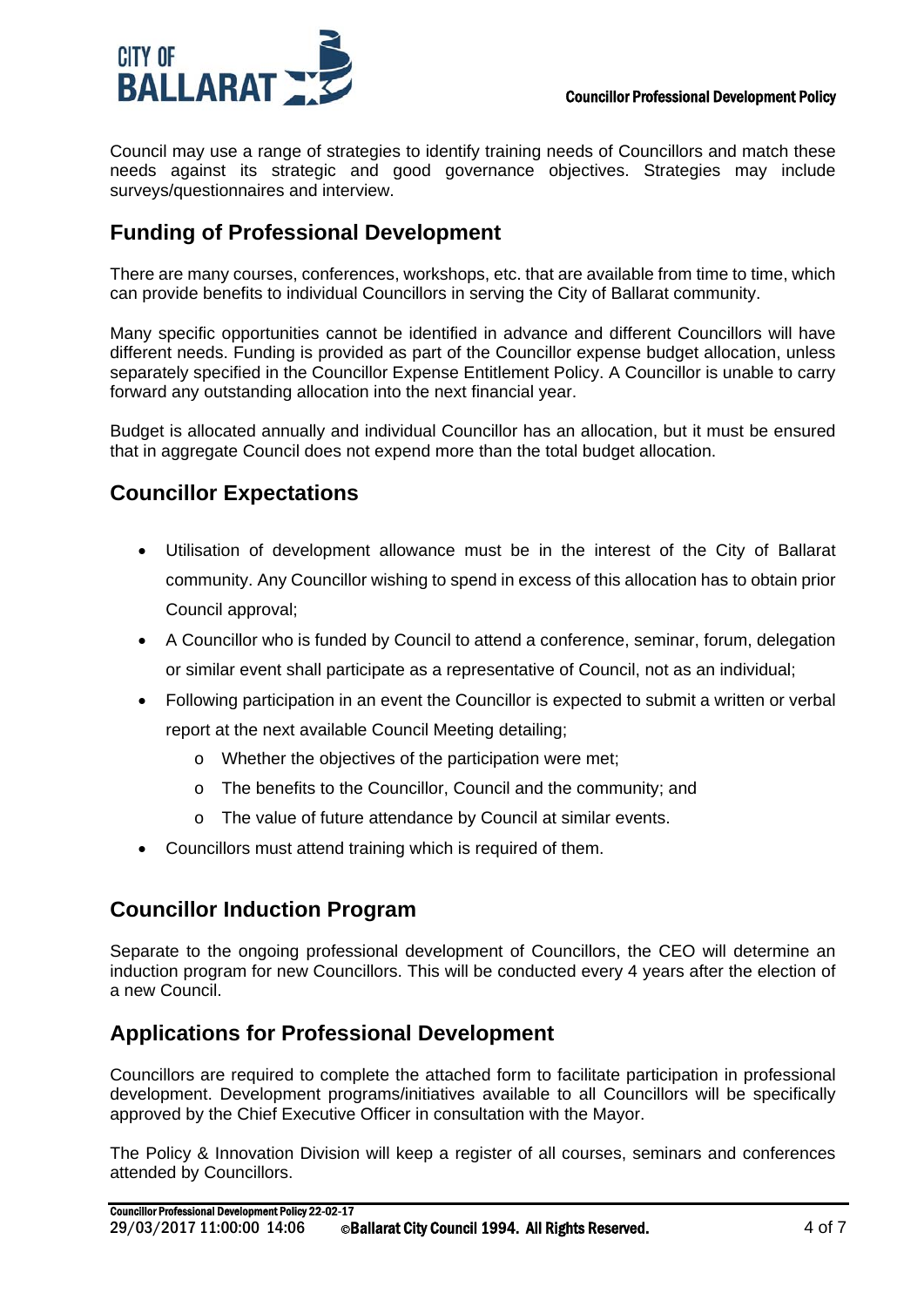Council may use a range of strategies to identify training needs of Councillors and match these needs against its strategic and good governance objectives. Strategies may include surveys/questionnaires and interview.

## Funding of Professional Development

There are many courses, conferences, workshops, etc. that are available from time to time, which can provide benefits to individual Councillors in serving the City of Ballarat community.

Many specific opportunities cannot be identified in advance and different Councillors will have different needs. Funding is provided as part of the Councillor expense budget allocation, unless separately specified in the Councillor Expense Entitlement Policy. A Councillor is unable to carry forward any outstanding allocation into the next financial year.

Budget is allocated annually and individual Councillor has an allocation, but it must be ensured that in aggregate Council does not expend more than the total budget allocation.

## Councillor Expectations

- Utilisation of development allowance must be in the interest of the City of Ballarat community. Any Councillor wishing to spend in excess of this allocation has to obtain prior Council approval;
- A Councillor who is funded by Council to attend a conference, seminar, forum, delegation or similar event shall participate as a representative of Council, not as an individual;
- Following participation in an event the Councillor is expected to submit a written or verbal report at the next available Council Meeting detailing;
  - Whether the objectives of the participation were met;
  - The benefits to the Councillor, Council and the community; and
  - The value of future attendance by Council at similar events.
- Councillors must attend training which is required of them.

## Councillor Induction Program

Separate to the ongoing professional development of Councillors, the CEO will determine an induction program for new Councillors. This will be conducted every 4 years after the election of a new Council.

## Applications for Professional Development

Councillors are required to complete the attached form to facilitate participation in professional development. Development programs/initiatives available to all Councillors will be specifically approved by the Chief Executive Officer in consultation with the Mayor.

The Policy & Innovation Division will keep a register of all courses, seminars and conferences attended by Councillors.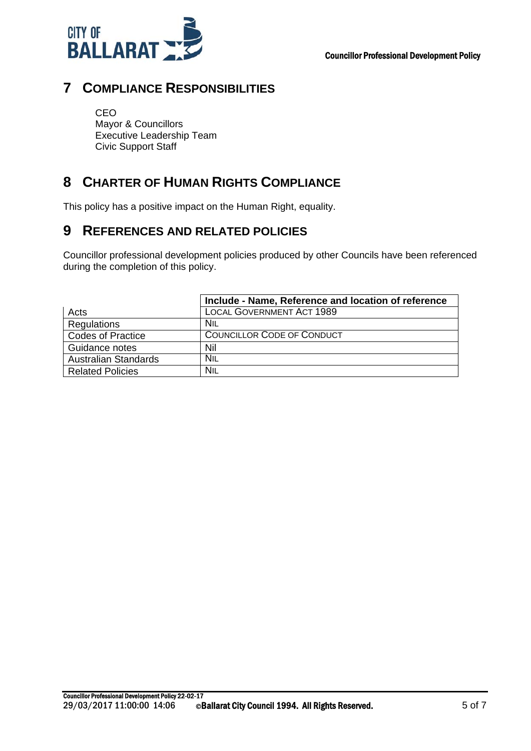## 7 Compliance Responsibilities

CEO
Mayor & Councillors
Executive Leadership Team
Civic Support Staff

## 8 Charter of Human Rights Compliance

This policy has a positive impact on the Human Right, equality.

## 9 References and Related Policies

Councillor professional development policies produced by other Councils have been referenced during the completion of this policy.

| | **Include - Name, Reference and location of reference** |
|---|---|
| Acts | Local Government Act 1989 |
| Regulations | Nil |
| Codes of Practice | Councillor Code of Conduct |
| Guidance notes | Nil |
| Australian Standards | Nil |
| Related Policies | Nil |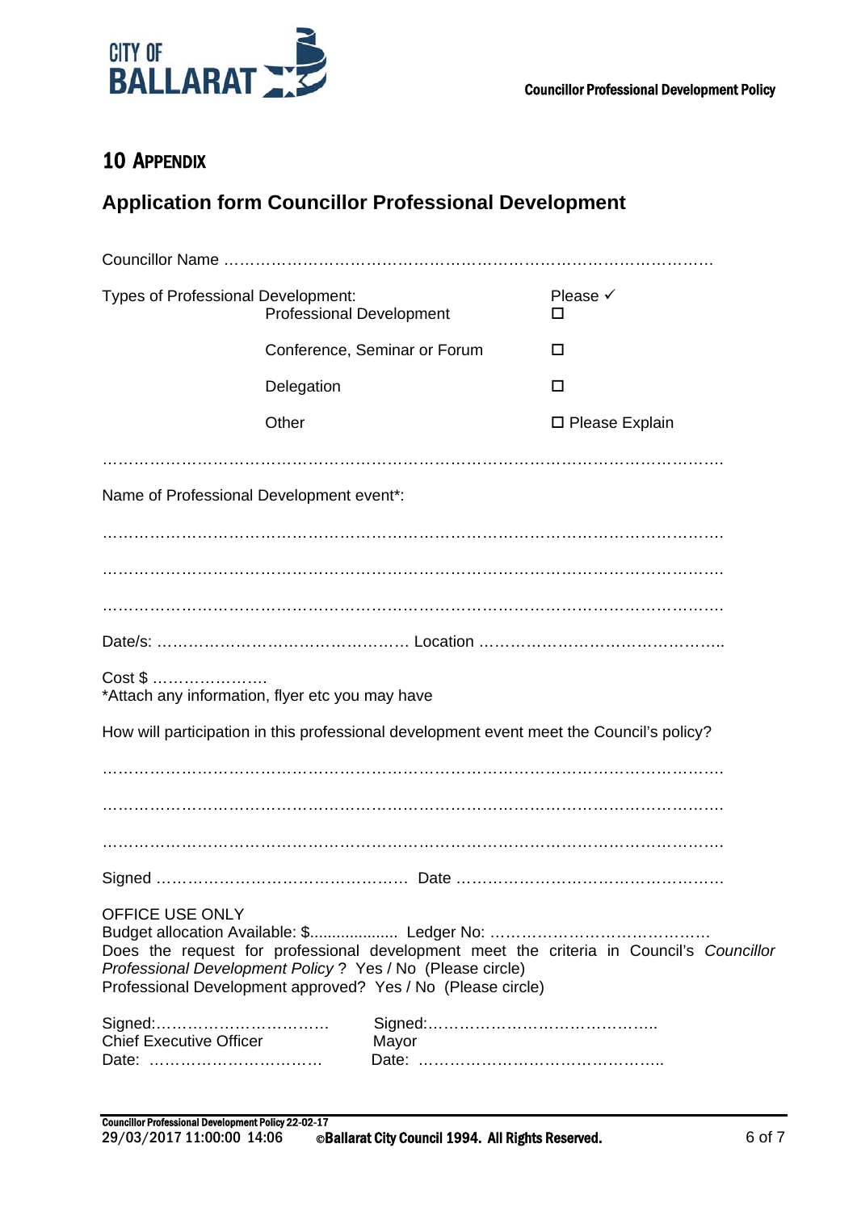# 10 APPENDIX

## Application form Councillor Professional Development

Councillor Name …………………………………………………………………………………

| Types of Professional Development: | | Please ✓ |
|---|---|---|
| | Professional Development | ☐ |
| | Conference, Seminar or Forum | ☐ |
| | Delegation | ☐ |
| | Other | ☐ Please Explain |

…………………………………………………………………………………………………….

Name of Professional Development event*:

…………………………………………………………………………………………………….

…………………………………………………………………………………………………….

…………………………………………………………………………………………………….

Date/s: …………………………………………… Location ………………………………………..

Cost $ ………………….
*Attach any information, flyer etc you may have

How will participation in this professional development event meet the Council's policy?

…………………………………………………………………………………………………….

…………………………………………………………………………………………………….

…………………………………………………………………………………………………….

Signed …………………………………………. Date ……………………………………………

OFFICE USE ONLY
Budget allocation Available: $.................... Ledger No: ……………………………………
Does the request for professional development meet the criteria in Council's *Councillor Professional Development Policy* ? Yes / No (Please circle)
Professional Development approved? Yes / No (Please circle)

| | |
|---|---|
| Signed:…………………………… | Signed:…………………………………….. |
| Chief Executive Officer | Mayor |
| Date: …………………………… | Date: ……………………………………….. |